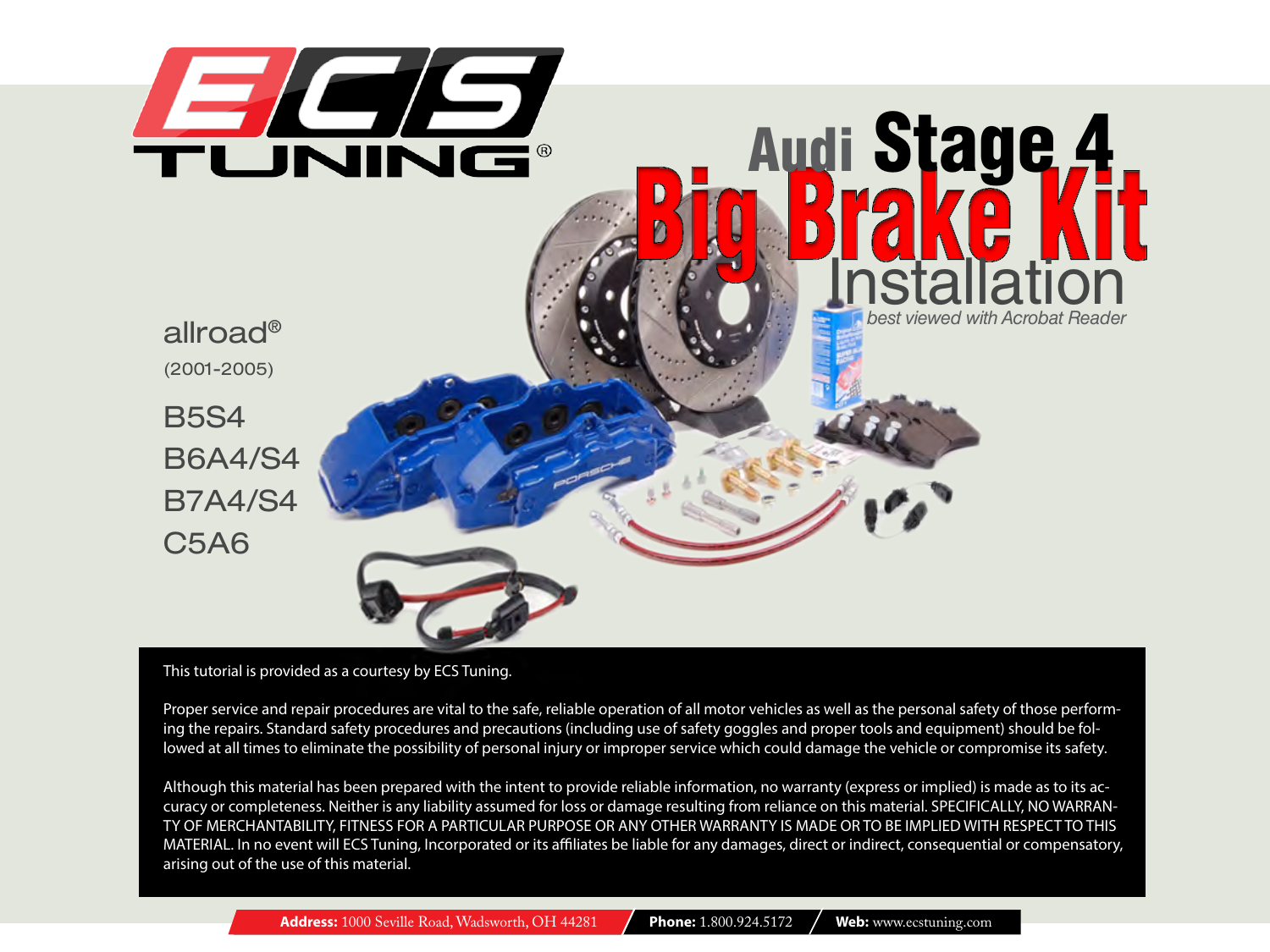# ECS TUNING®

# Audi Stage 4 Big Brake Kit Installation

*best viewed with Acrobat Reader*

allroad®
(2001-2005)

B5S4
B6A4/S4
B7A4/S4
C5A6

This tutorial is provided as a courtesy by ECS Tuning.

Proper service and repair procedures are vital to the safe, reliable operation of all motor vehicles as well as the personal safety of those performing the repairs. Standard safety procedures and precautions (including use of safety goggles and proper tools and equipment) should be followed at all times to eliminate the possibility of personal injury or improper service which could damage the vehicle or compromise its safety.

Although this material has been prepared with the intent to provide reliable information, no warranty (express or implied) is made as to its accuracy or completeness. Neither is any liability assumed for loss or damage resulting from reliance on this material. SPECIFICALLY, NO WARRANTY OF MERCHANTABILITY, FITNESS FOR A PARTICULAR PURPOSE OR ANY OTHER WARRANTY IS MADE OR TO BE IMPLIED WITH RESPECT TO THIS MATERIAL. In no event will ECS Tuning, Incorporated or its affiliates be liable for any damages, direct or indirect, consequential or compensatory, arising out of the use of this material.

**Address:** 1000 Seville Road, Wadsworth, OH 44281 / **Phone:** 1.800.924.5172 / **Web:** www.ecstuning.com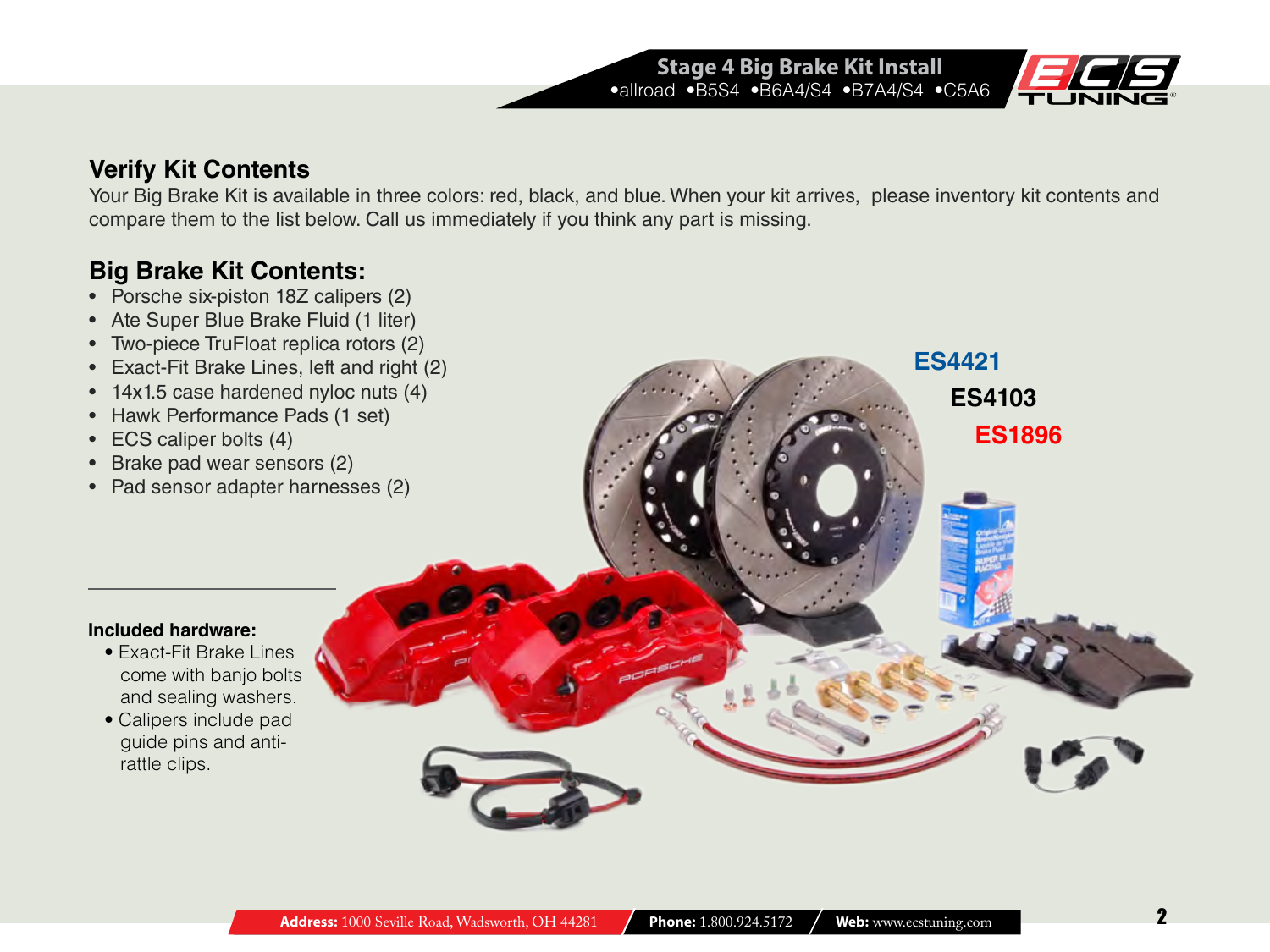## Verify Kit Contents

Your Big Brake Kit is available in three colors: red, black, and blue. When your kit arrives, please inventory kit contents and compare them to the list below. Call us immediately if you think any part is missing.

## Big Brake Kit Contents:

- Porsche six-piston 18Z calipers (2)
- Ate Super Blue Brake Fluid (1 liter)
- Two-piece TruFloat replica rotors (2)
- Exact-Fit Brake Lines, left and right (2)
- 14x1.5 case hardened nyloc nuts (4)
- Hawk Performance Pads (1 set)
- ECS caliper bolts (4)
- Brake pad wear sensors (2)
- Pad sensor adapter harnesses (2)

**ES4421**

**ES4103**

**ES1896**

**Included hardware:**

- Exact-Fit Brake Lines come with banjo bolts and sealing washers.
- Calipers include pad guide pins and anti-rattle clips.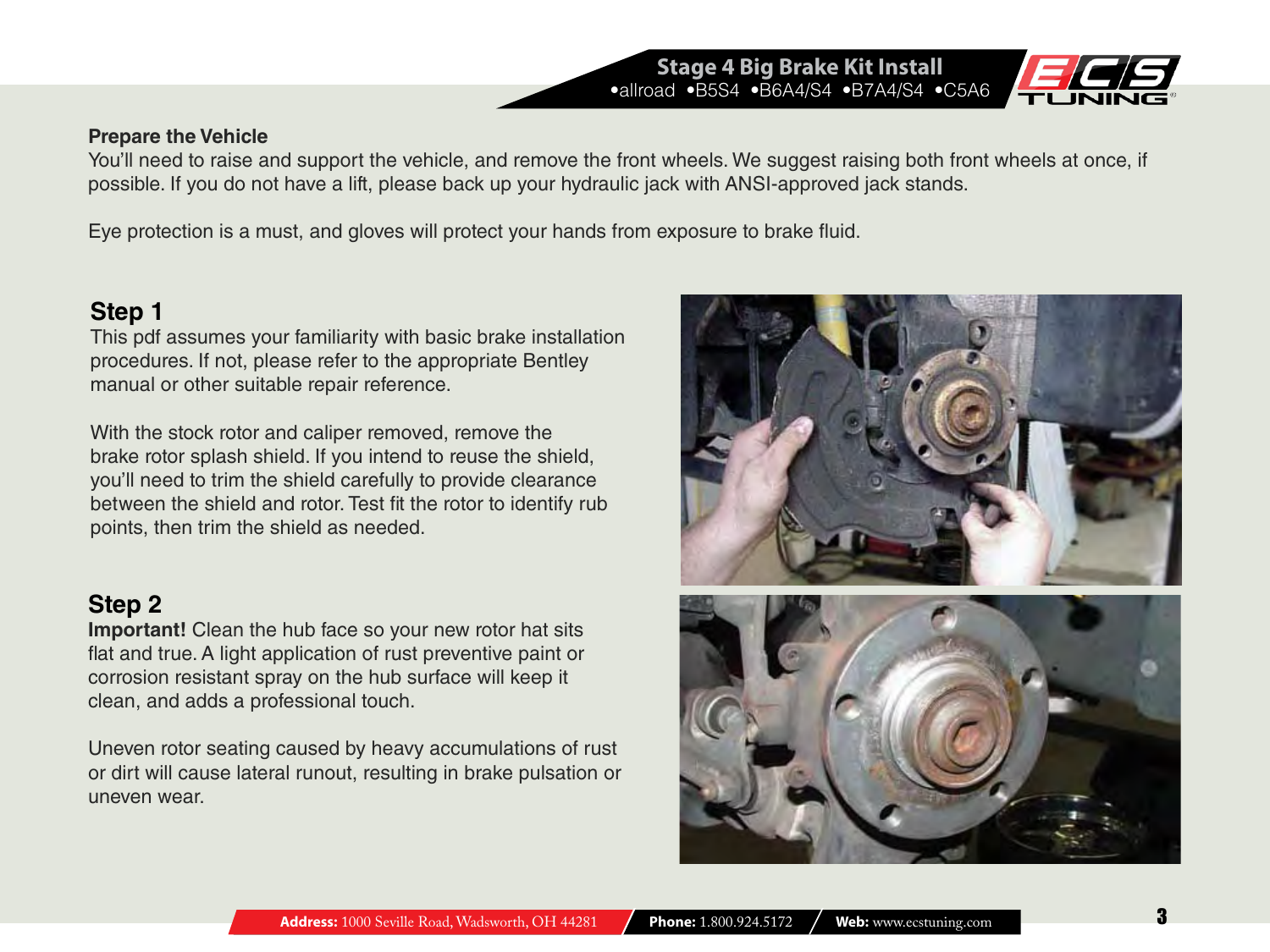## Prepare the Vehicle

You'll need to raise and support the vehicle, and remove the front wheels. We suggest raising both front wheels at once, if possible. If you do not have a lift, please back up your hydraulic jack with ANSI-approved jack stands.

Eye protection is a must, and gloves will protect your hands from exposure to brake fluid.

## Step 1

This pdf assumes your familiarity with basic brake installation procedures. If not, please refer to the appropriate Bentley manual or other suitable repair reference.

With the stock rotor and caliper removed, remove the brake rotor splash shield. If you intend to reuse the shield, you'll need to trim the shield carefully to provide clearance between the shield and rotor. Test fit the rotor to identify rub points, then trim the shield as needed.

## Step 2

**Important!** Clean the hub face so your new rotor hat sits flat and true. A light application of rust preventive paint or corrosion resistant spray on the hub surface will keep it clean, and adds a professional touch.

Uneven rotor seating caused by heavy accumulations of rust or dirt will cause lateral runout, resulting in brake pulsation or uneven wear.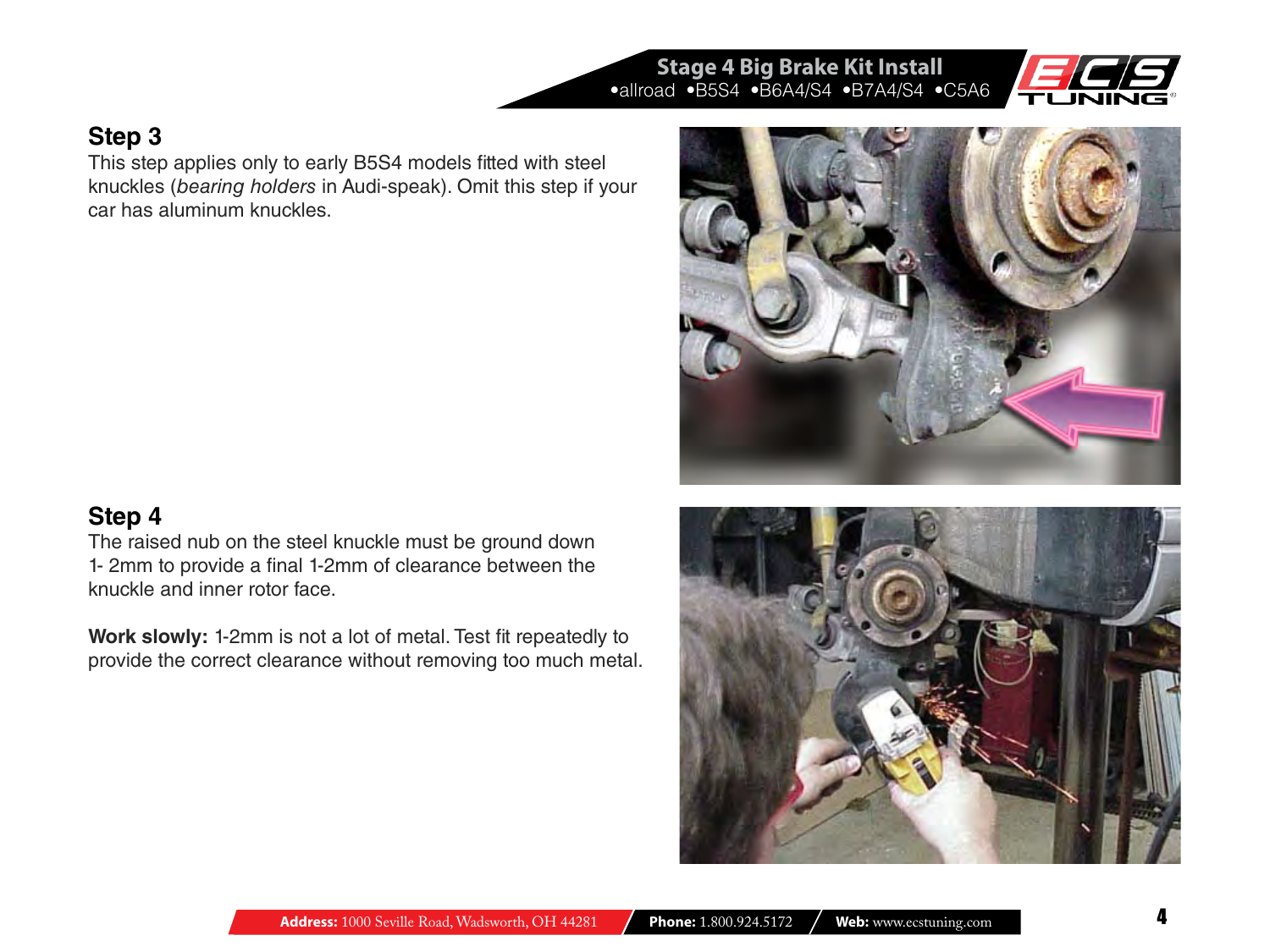## Step 3

This step applies only to early B5S4 models fitted with steel knuckles (*bearing holders* in Audi-speak). Omit this step if your car has aluminum knuckles.

## Step 4

The raised nub on the steel knuckle must be ground down 1- 2mm to provide a final 1-2mm of clearance between the knuckle and inner rotor face.

**Work slowly:** 1-2mm is not a lot of metal. Test fit repeatedly to provide the correct clearance without removing too much metal.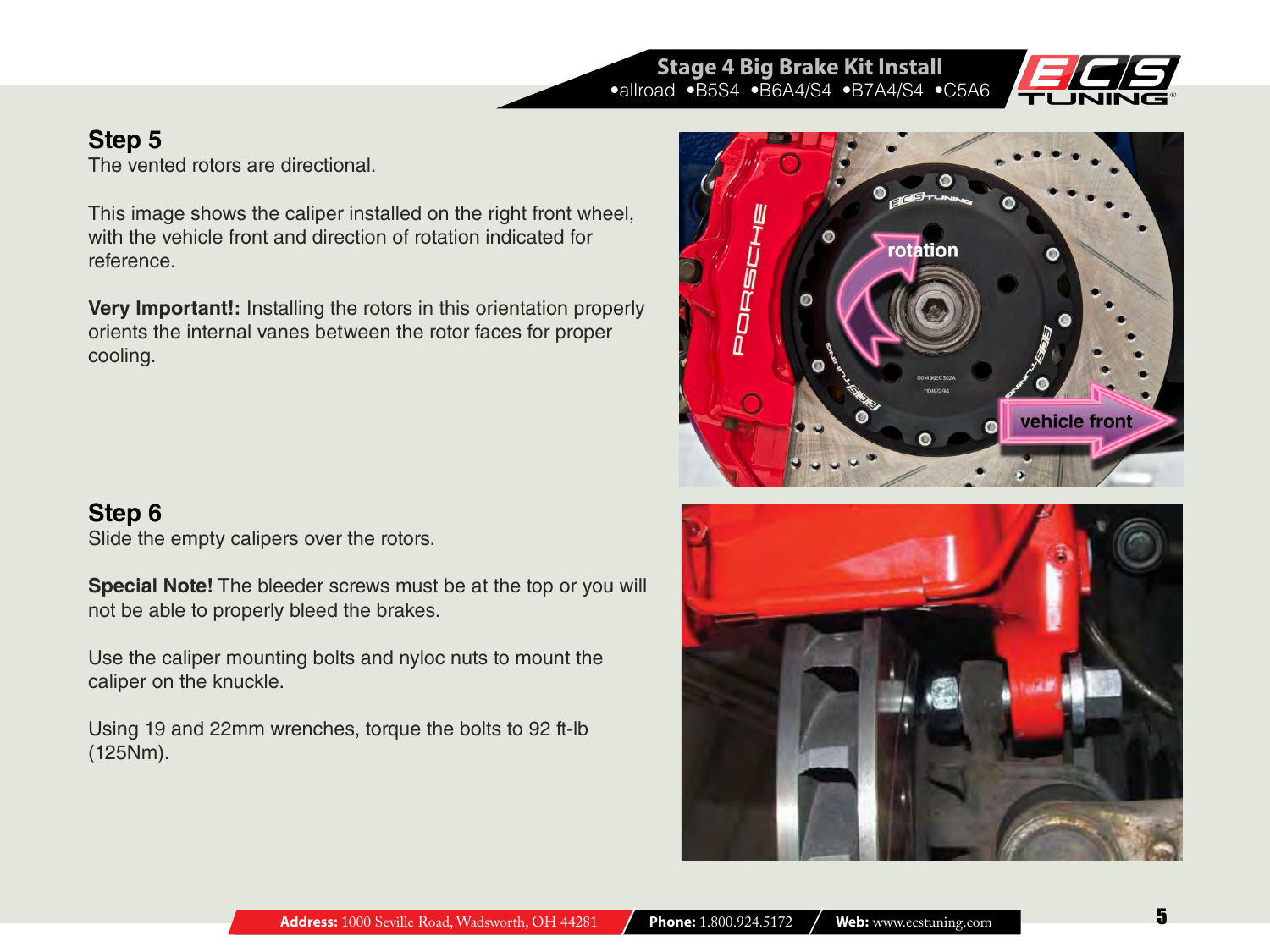## Step 5

The vented rotors are directional.

This image shows the caliper installed on the right front wheel, with the vehicle front and direction of rotation indicated for reference.

**Very Important!:** Installing the rotors in this orientation properly orients the internal vanes between the rotor faces for proper cooling.

## Step 6

Slide the empty calipers over the rotors.

**Special Note!** The bleeder screws must be at the top or you will not be able to properly bleed the brakes.

Use the caliper mounting bolts and nyloc nuts to mount the caliper on the knuckle.

Using 19 and 22mm wrenches, torque the bolts to 92 ft-lb (125Nm).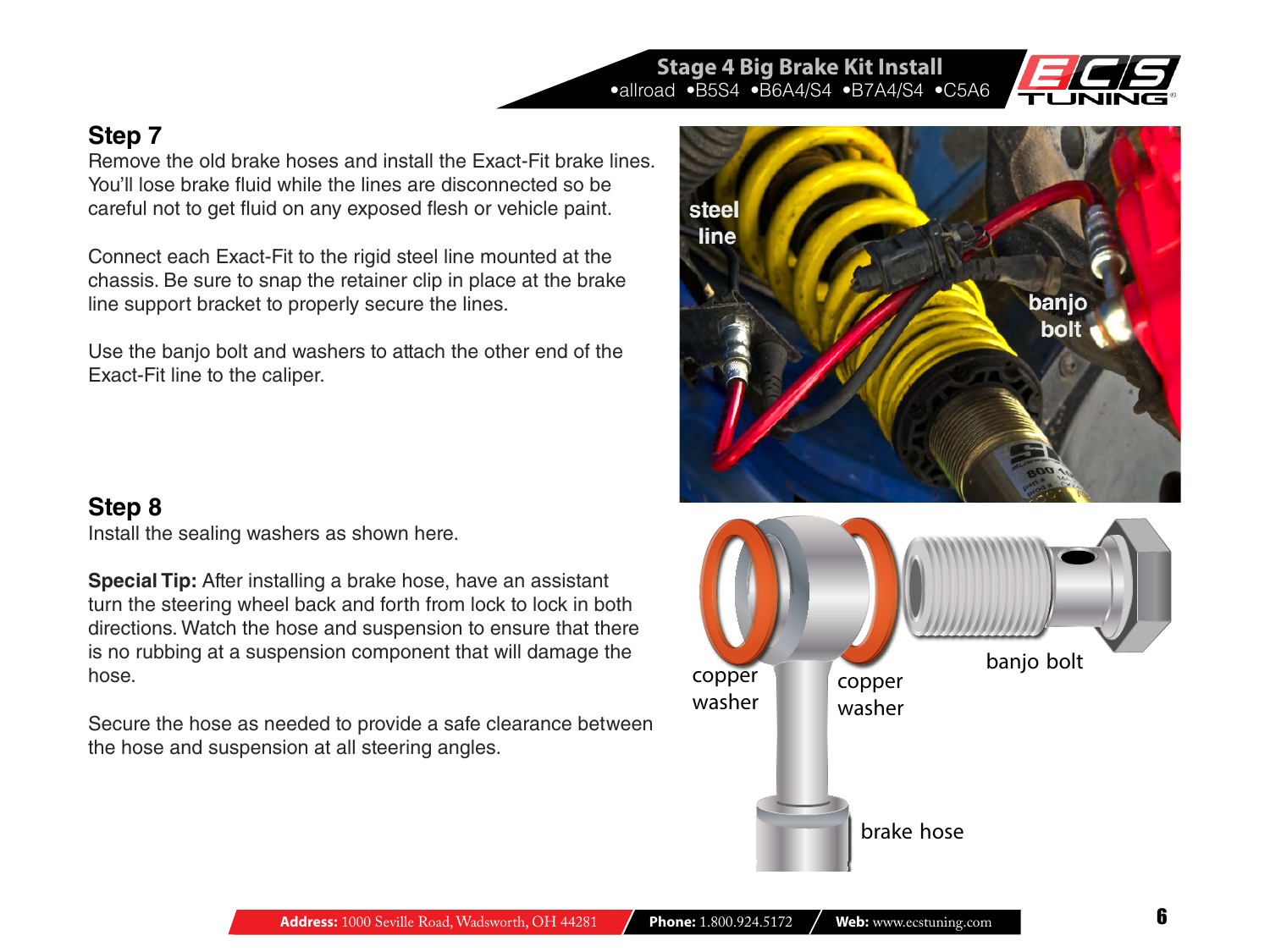## Step 7

Remove the old brake hoses and install the Exact-Fit brake lines. You'll lose brake fluid while the lines are disconnected so be careful not to get fluid on any exposed flesh or vehicle paint.

Connect each Exact-Fit to the rigid steel line mounted at the chassis. Be sure to snap the retainer clip in place at the brake line support bracket to properly secure the lines.

Use the banjo bolt and washers to attach the other end of the Exact-Fit line to the caliper.

## Step 8

Install the sealing washers as shown here.

**Special Tip:** After installing a brake hose, have an assistant turn the steering wheel back and forth from lock to lock in both directions. Watch the hose and suspension to ensure that there is no rubbing at a suspension component that will damage the hose.

Secure the hose as needed to provide a safe clearance between the hose and suspension at all steering angles.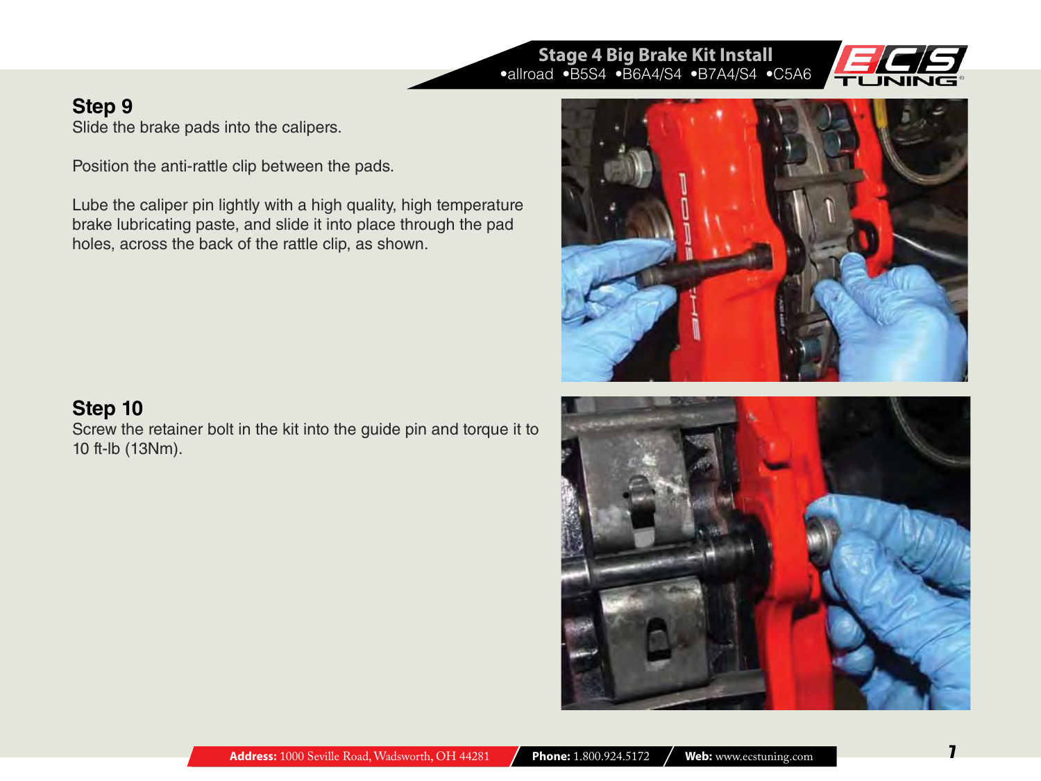## Step 9

Slide the brake pads into the calipers.

Position the anti-rattle clip between the pads.

Lube the caliper pin lightly with a high quality, high temperature brake lubricating paste, and slide it into place through the pad holes, across the back of the rattle clip, as shown.

## Step 10

Screw the retainer bolt in the kit into the guide pin and torque it to 10 ft-lb (13Nm).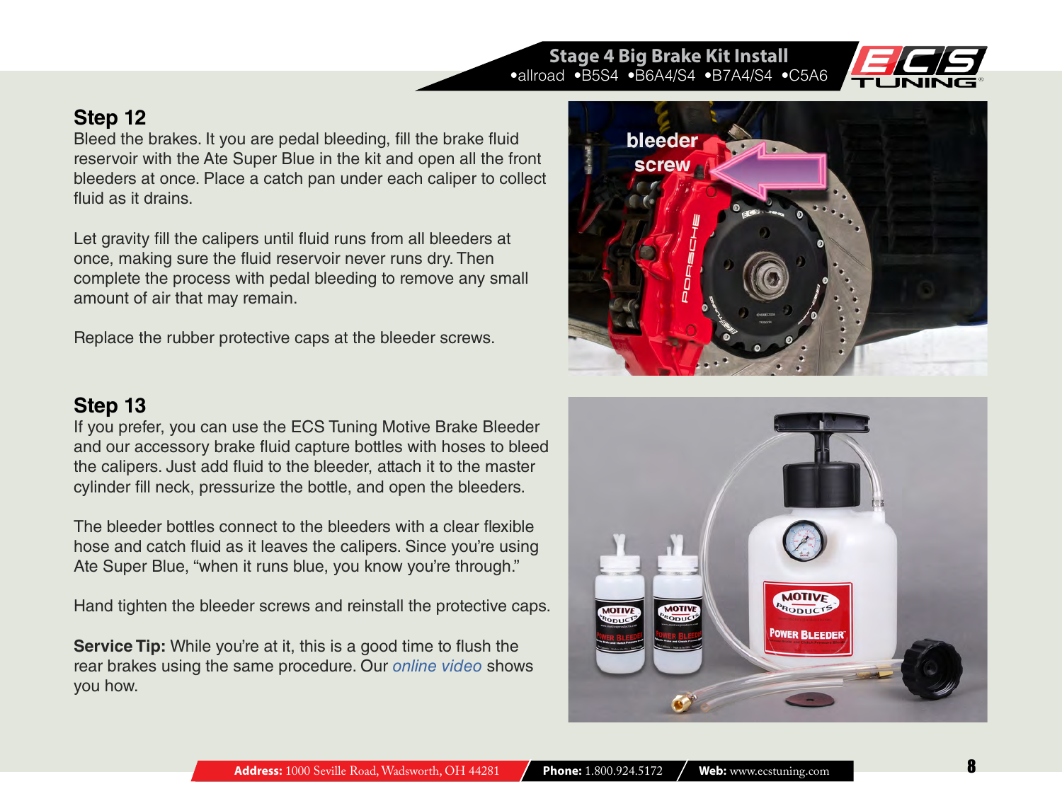## Step 12

Bleed the brakes. It you are pedal bleeding, fill the brake fluid reservoir with the Ate Super Blue in the kit and open all the front bleeders at once. Place a catch pan under each caliper to collect fluid as it drains.

Let gravity fill the calipers until fluid runs from all bleeders at once, making sure the fluid reservoir never runs dry. Then complete the process with pedal bleeding to remove any small amount of air that may remain.

Replace the rubber protective caps at the bleeder screws.

## Step 13

If you prefer, you can use the ECS Tuning Motive Brake Bleeder and our accessory brake fluid capture bottles with hoses to bleed the calipers. Just add fluid to the bleeder, attach it to the master cylinder fill neck, pressurize the bottle, and open the bleeders.

The bleeder bottles connect to the bleeders with a clear flexible hose and catch fluid as it leaves the calipers. Since you're using Ate Super Blue, "when it runs blue, you know you're through."

Hand tighten the bleeder screws and reinstall the protective caps.

**Service Tip:** While you're at it, this is a good time to flush the rear brakes using the same procedure. Our *online video* shows you how.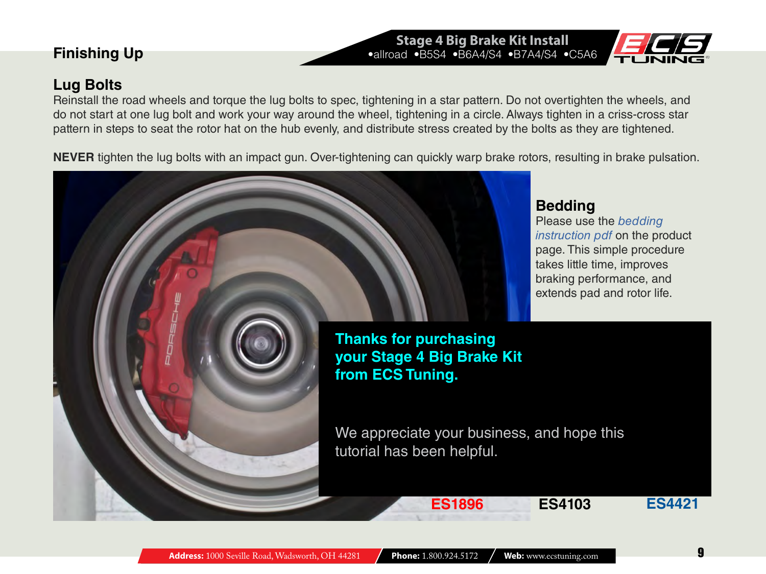## Finishing Up

### Lug Bolts

Reinstall the road wheels and torque the lug bolts to spec, tightening in a star pattern. Do not overtighten the wheels, and do not start at one lug bolt and work your way around the wheel, tightening in a circle. Always tighten in a criss-cross star pattern in steps to seat the rotor hat on the hub evenly, and distribute stress created by the bolts as they are tightened.

**NEVER** tighten the lug bolts with an impact gun. Over-tightening can quickly warp brake rotors, resulting in brake pulsation.

### Bedding

Please use the *bedding instruction pdf* on the product page. This simple procedure takes little time, improves braking performance, and extends pad and rotor life.

**Thanks for purchasing your Stage 4 Big Brake Kit from ECS Tuning.**

We appreciate your business, and hope this tutorial has been helpful.

**ES1896** **ES4103** **ES4421**